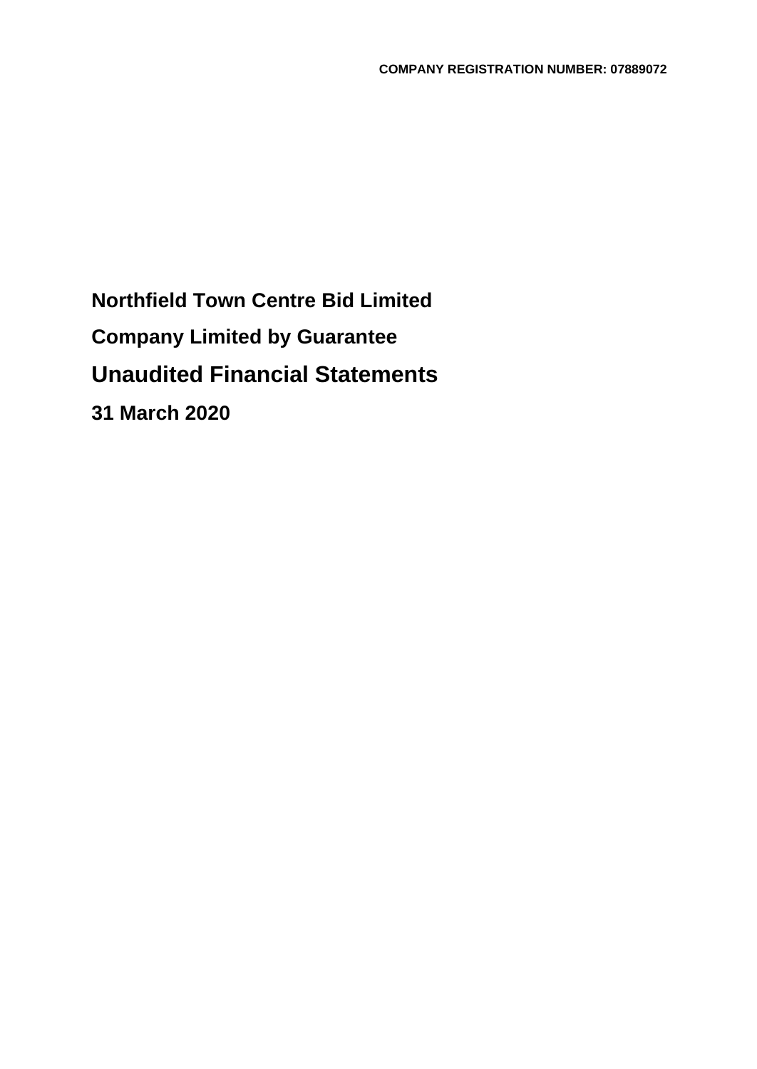**COMPANY REGISTRATION NUMBER: 07889072**

# Northfield Town Centre Bid Limited

## Company Limited by Guarantee

# Unaudited Financial Statements

## 31 March 2020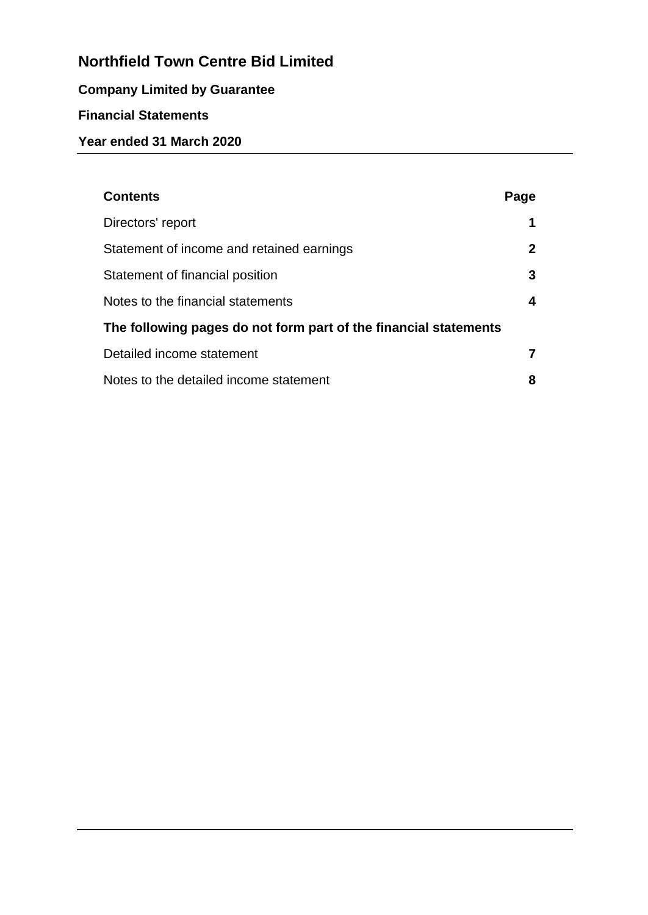# Northfield Town Centre Bid Limited

**Company Limited by Guarantee**

**Financial Statements**

**Year ended 31 March 2020**

| **Contents** | **Page** |
| --- | --- |
| Directors' report | **1** |
| Statement of income and retained earnings | **2** |
| Statement of financial position | **3** |
| Notes to the financial statements | **4** |
| **The following pages do not form part of the financial statements** | |
| Detailed income statement | **7** |
| Notes to the detailed income statement | **8** |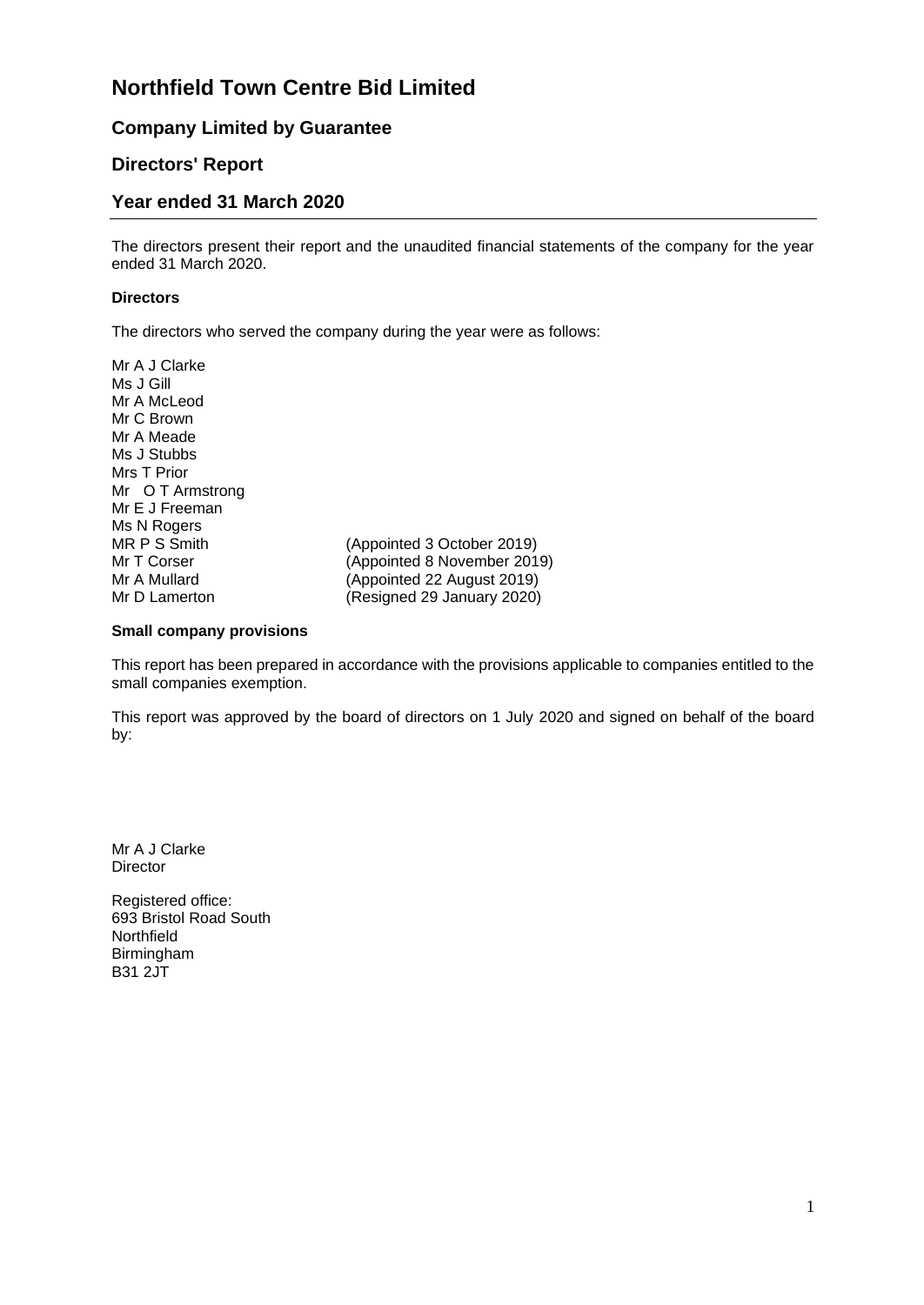# Northfield Town Centre Bid Limited

## Company Limited by Guarantee

## Directors' Report

## Year ended 31 March 2020

The directors present their report and the unaudited financial statements of the company for the year ended 31 March 2020.

**Directors**

The directors who served the company during the year were as follows:

| | |
|---|---|
| Mr A J Clarke | |
| Ms J Gill | |
| Mr A McLeod | |
| Mr C Brown | |
| Mr A Meade | |
| Ms J Stubbs | |
| Mrs T Prior | |
| Mr O T Armstrong | |
| Mr E J Freeman | |
| Ms N Rogers | |
| MR P S Smith | (Appointed 3 October 2019) |
| Mr T Corser | (Appointed 8 November 2019) |
| Mr A Mullard | (Appointed 22 August 2019) |
| Mr D Lamerton | (Resigned 29 January 2020) |

**Small company provisions**

This report has been prepared in accordance with the provisions applicable to companies entitled to the small companies exemption.

This report was approved by the board of directors on 1 July 2020 and signed on behalf of the board by:

Mr A J Clarke
Director

Registered office:
693 Bristol Road South
Northfield
Birmingham
B31 2JT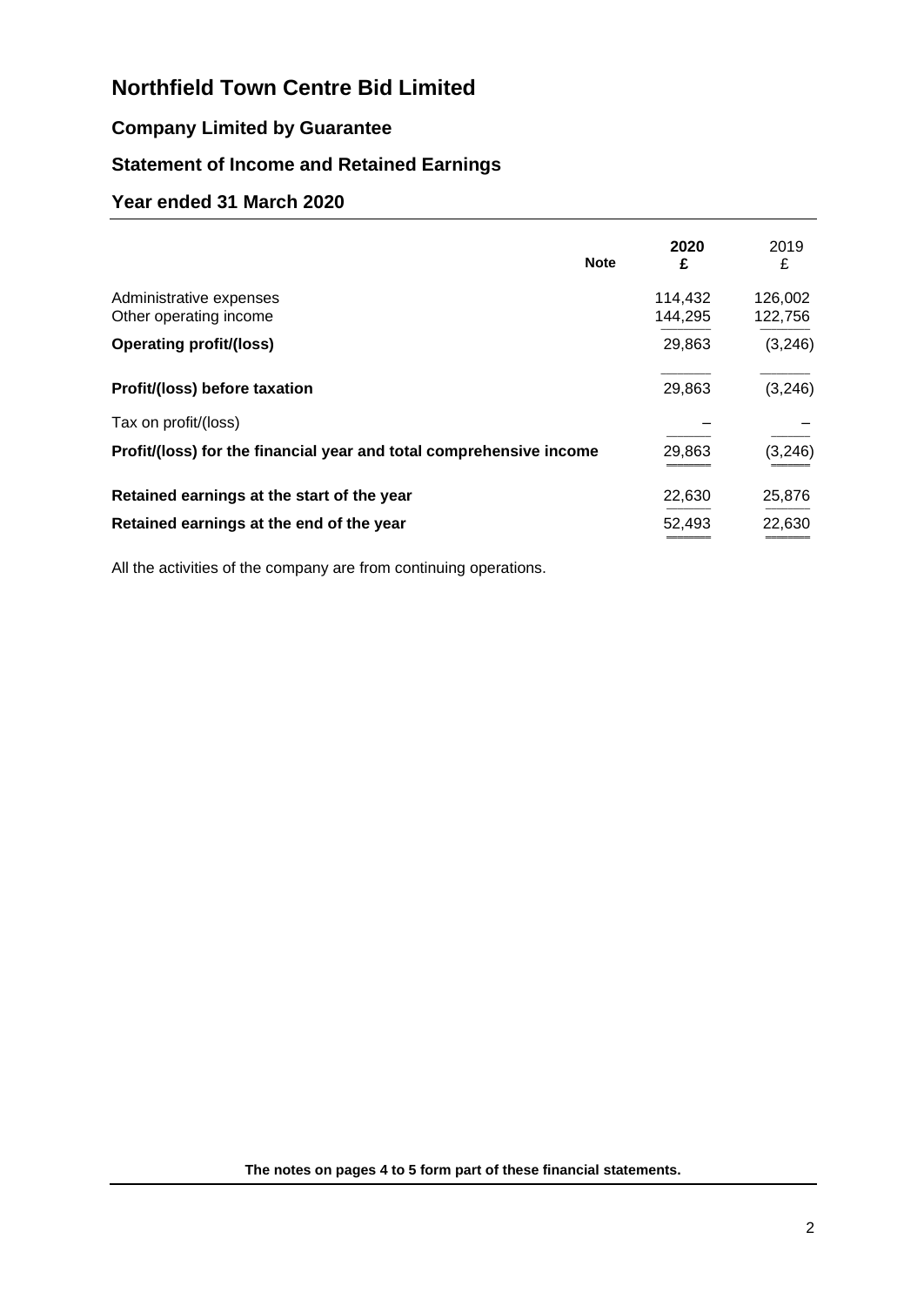# Northfield Town Centre Bid Limited

## Company Limited by Guarantee

## Statement of Income and Retained Earnings

## Year ended 31 March 2020

| | Note | 2020 £ | 2019 £ |
|---|---|---|---|
| Administrative expenses | | 114,432 | 126,002 |
| Other operating income | | 144,295 | 122,756 |
| **Operating profit/(loss)** | | 29,863 | (3,246) |
| **Profit/(loss) before taxation** | | 29,863 | (3,246) |
| Tax on profit/(loss) | | – | – |
| **Profit/(loss) for the financial year and total comprehensive income** | | 29,863 | (3,246) |
| **Retained earnings at the start of the year** | | 22,630 | 25,876 |
| **Retained earnings at the end of the year** | | 52,493 | 22,630 |

All the activities of the company are from continuing operations.

**The notes on pages 4 to 5 form part of these financial statements.**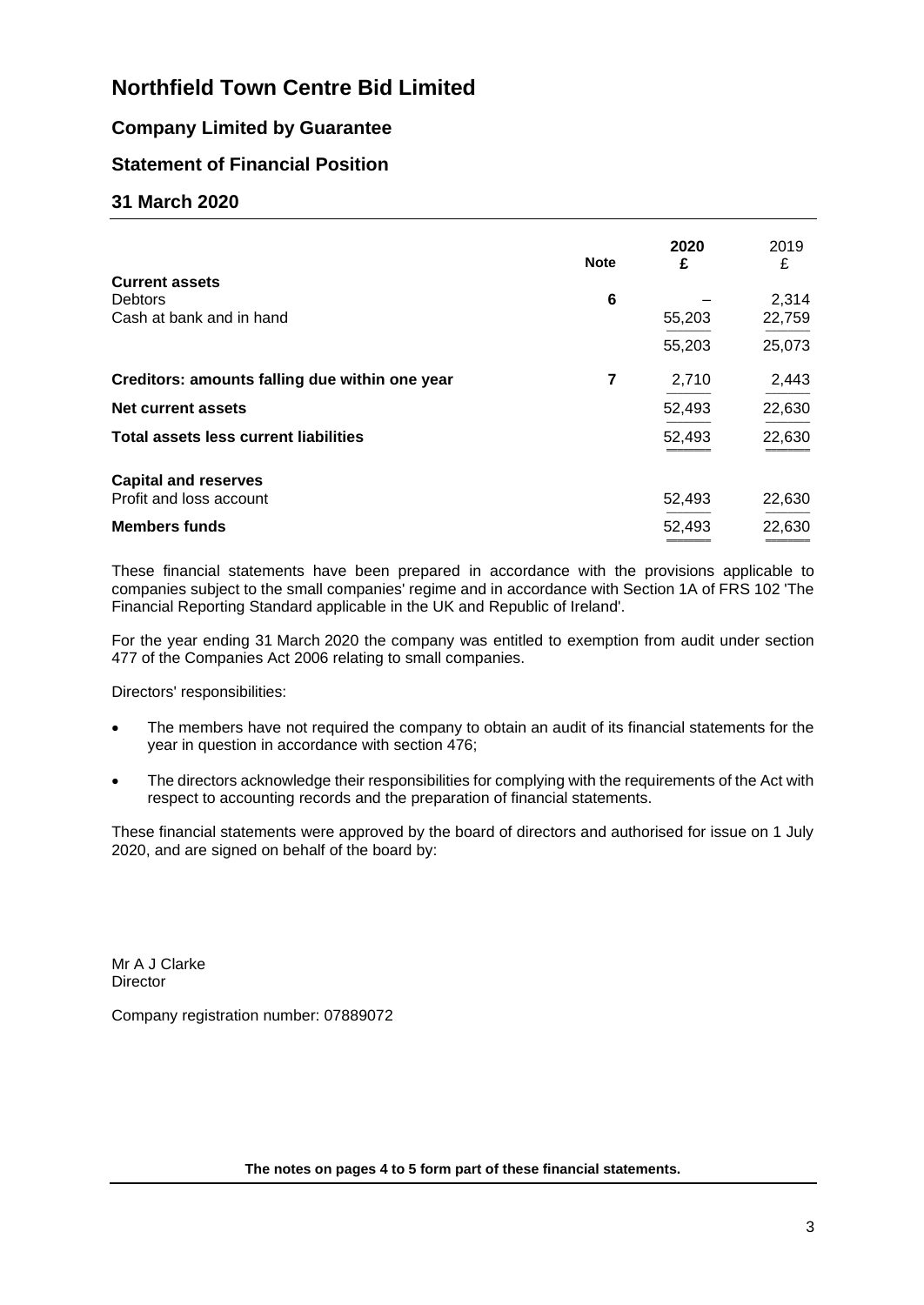# Northfield Town Centre Bid Limited

## Company Limited by Guarantee

## Statement of Financial Position

## 31 March 2020

| | Note | 2020 £ | 2019 £ |
|---|---|---|---|
| **Current assets** | | | |
| Debtors | 6 | – | 2,314 |
| Cash at bank and in hand | | 55,203 | 22,759 |
| | | 55,203 | 25,073 |
| **Creditors: amounts falling due within one year** | 7 | 2,710 | 2,443 |
| **Net current assets** | | 52,493 | 22,630 |
| **Total assets less current liabilities** | | 52,493 | 22,630 |
| **Capital and reserves** | | | |
| Profit and loss account | | 52,493 | 22,630 |
| **Members funds** | | 52,493 | 22,630 |

These financial statements have been prepared in accordance with the provisions applicable to companies subject to the small companies' regime and in accordance with Section 1A of FRS 102 'The Financial Reporting Standard applicable in the UK and Republic of Ireland'.

For the year ending 31 March 2020 the company was entitled to exemption from audit under section 477 of the Companies Act 2006 relating to small companies.

Directors' responsibilities:

- The members have not required the company to obtain an audit of its financial statements for the year in question in accordance with section 476;
- The directors acknowledge their responsibilities for complying with the requirements of the Act with respect to accounting records and the preparation of financial statements.

These financial statements were approved by the board of directors and authorised for issue on 1 July 2020, and are signed on behalf of the board by:

Mr A J Clarke
Director

Company registration number: 07889072

**The notes on pages 4 to 5 form part of these financial statements.**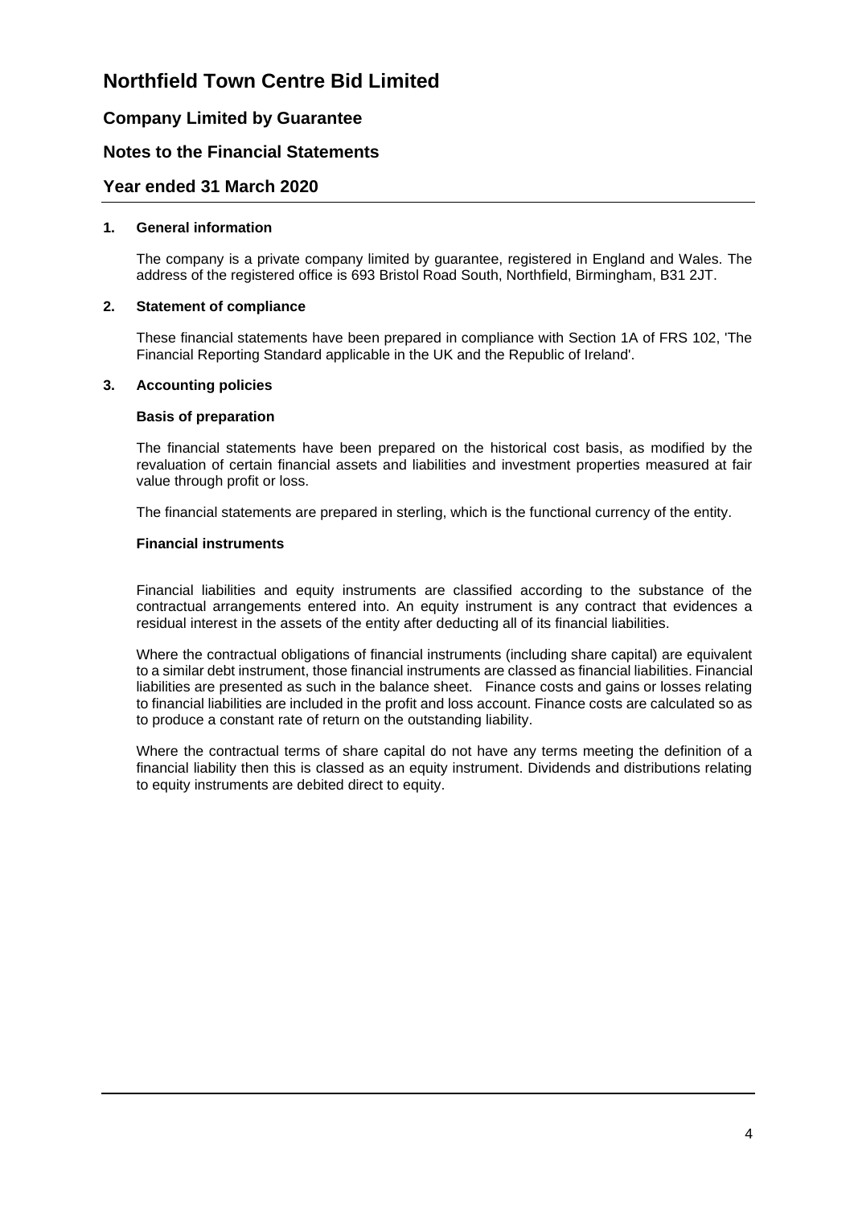# Northfield Town Centre Bid Limited

## Company Limited by Guarantee

## Notes to the Financial Statements

## Year ended 31 March 2020

### 1. General information

The company is a private company limited by guarantee, registered in England and Wales. The address of the registered office is 693 Bristol Road South, Northfield, Birmingham, B31 2JT.

### 2. Statement of compliance

These financial statements have been prepared in compliance with Section 1A of FRS 102, 'The Financial Reporting Standard applicable in the UK and the Republic of Ireland'.

### 3. Accounting policies

**Basis of preparation**

The financial statements have been prepared on the historical cost basis, as modified by the revaluation of certain financial assets and liabilities and investment properties measured at fair value through profit or loss.

The financial statements are prepared in sterling, which is the functional currency of the entity.

**Financial instruments**

Financial liabilities and equity instruments are classified according to the substance of the contractual arrangements entered into. An equity instrument is any contract that evidences a residual interest in the assets of the entity after deducting all of its financial liabilities.

Where the contractual obligations of financial instruments (including share capital) are equivalent to a similar debt instrument, those financial instruments are classed as financial liabilities. Financial liabilities are presented as such in the balance sheet. Finance costs and gains or losses relating to financial liabilities are included in the profit and loss account. Finance costs are calculated so as to produce a constant rate of return on the outstanding liability.

Where the contractual terms of share capital do not have any terms meeting the definition of a financial liability then this is classed as an equity instrument. Dividends and distributions relating to equity instruments are debited direct to equity.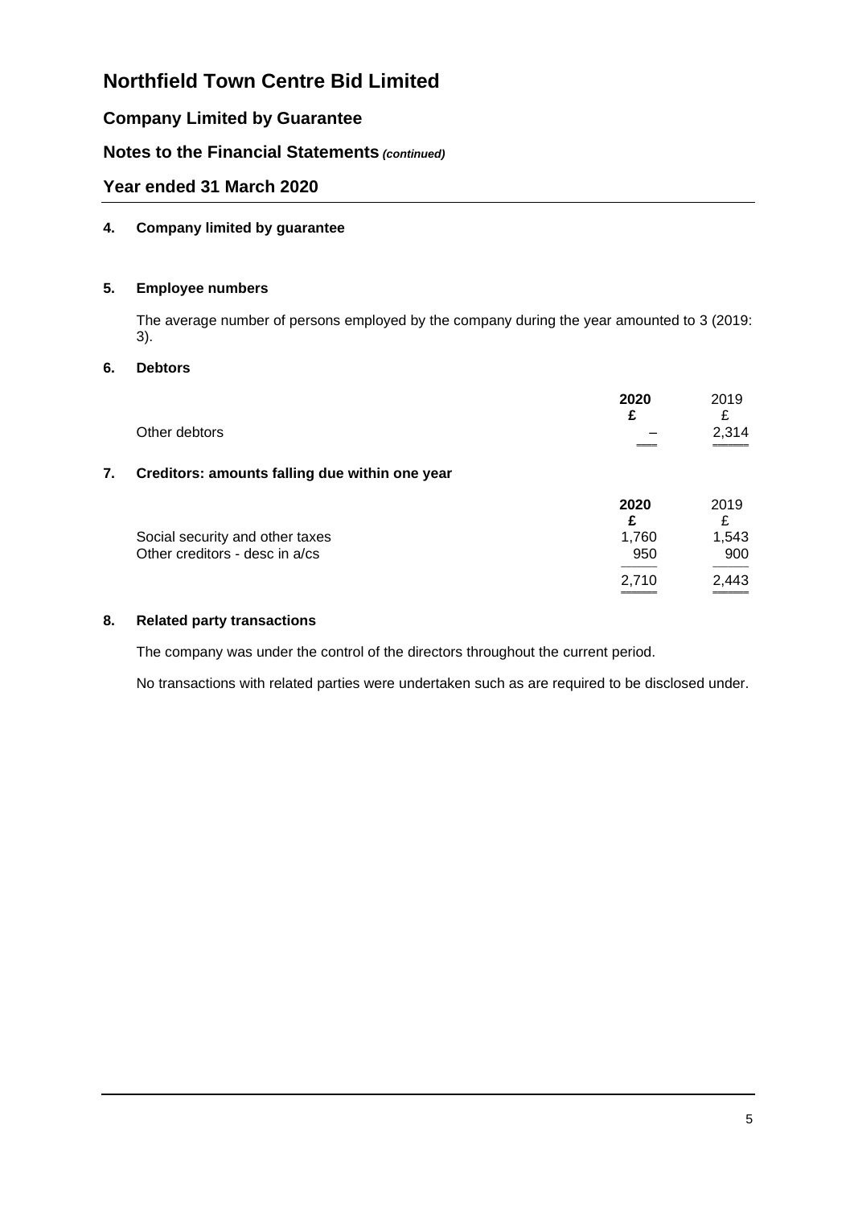# Northfield Town Centre Bid Limited

## Company Limited by Guarantee

## Notes to the Financial Statements *(continued)*

## Year ended 31 March 2020

### 4. Company limited by guarantee

### 5. Employee numbers

The average number of persons employed by the company during the year amounted to 3 (2019: 3).

### 6. Debtors

| | **2020** | 2019 |
|---|---|---|
| | **£** | £ |
| Other debtors | – | 2,314 |

### 7. Creditors: amounts falling due within one year

| | **2020** | 2019 |
|---|---|---|
| | **£** | £ |
| Social security and other taxes | 1,760 | 1,543 |
| Other creditors - desc in a/cs | 950 | 900 |
| | 2,710 | 2,443 |

### 8. Related party transactions

The company was under the control of the directors throughout the current period.

No transactions with related parties were undertaken such as are required to be disclosed under.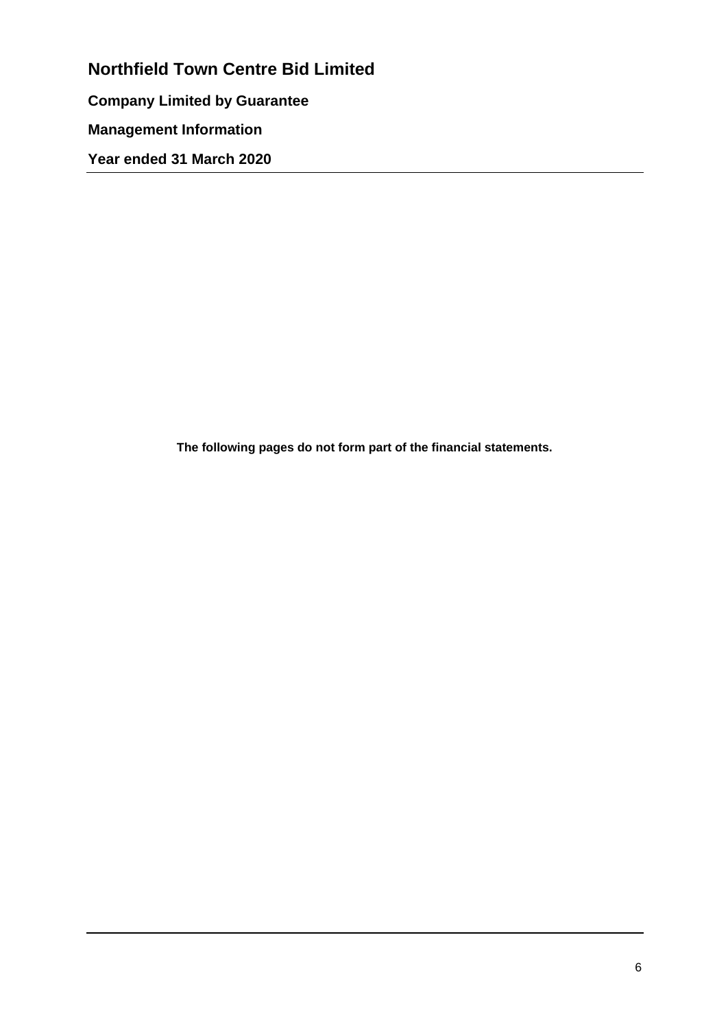# Northfield Town Centre Bid Limited

**Company Limited by Guarantee**

**Management Information**

**Year ended 31 March 2020**

**The following pages do not form part of the financial statements.**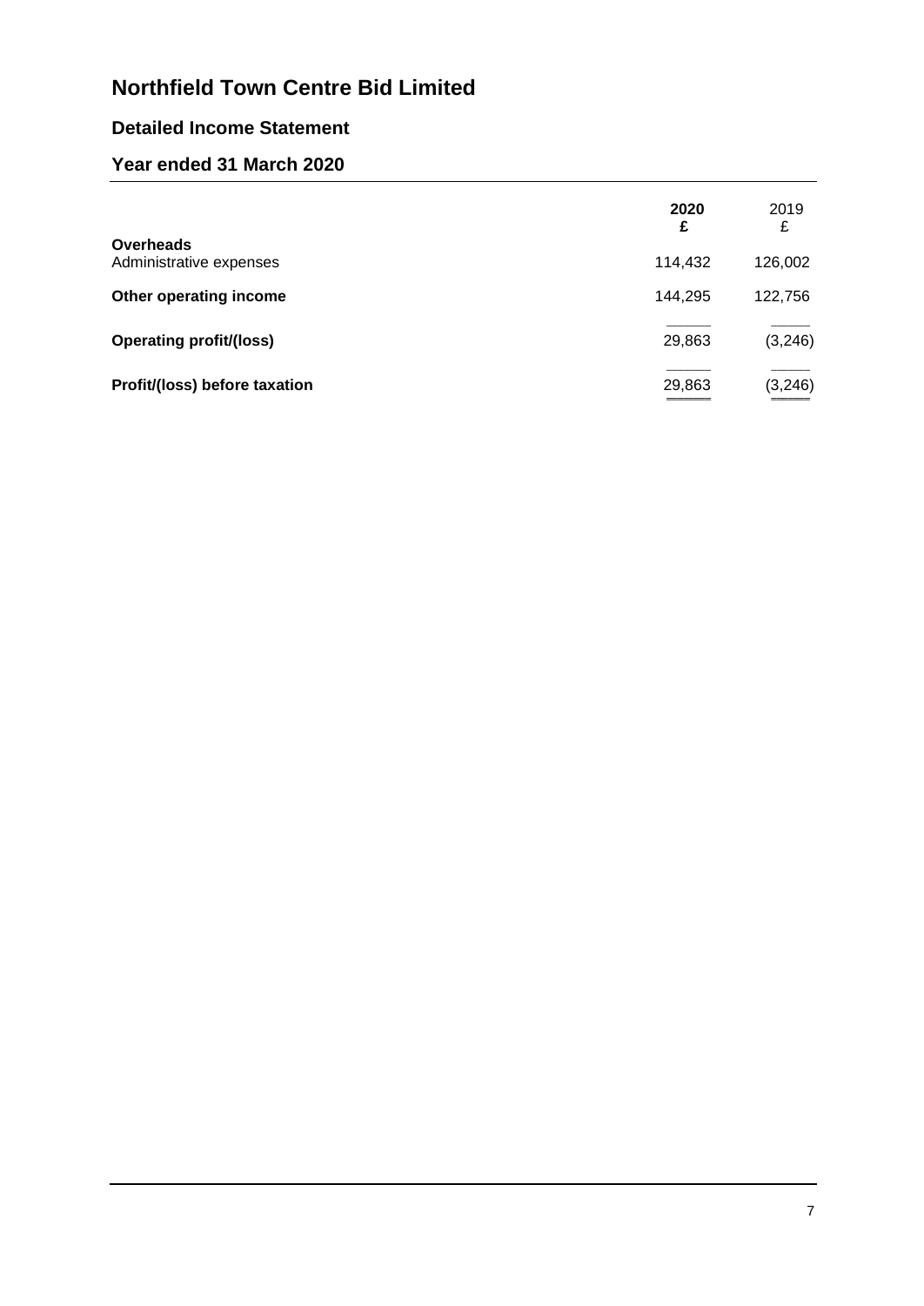# Northfield Town Centre Bid Limited

## Detailed Income Statement

## Year ended 31 March 2020

| | **2020** | 2019 |
|---|---|---|
| | **£** | £ |
| **Overheads** | | |
| Administrative expenses | 114,432 | 126,002 |
| **Other operating income** | 144,295 | 122,756 |
| **Operating profit/(loss)** | 29,863 | (3,246) |
| **Profit/(loss) before taxation** | 29,863 | (3,246) |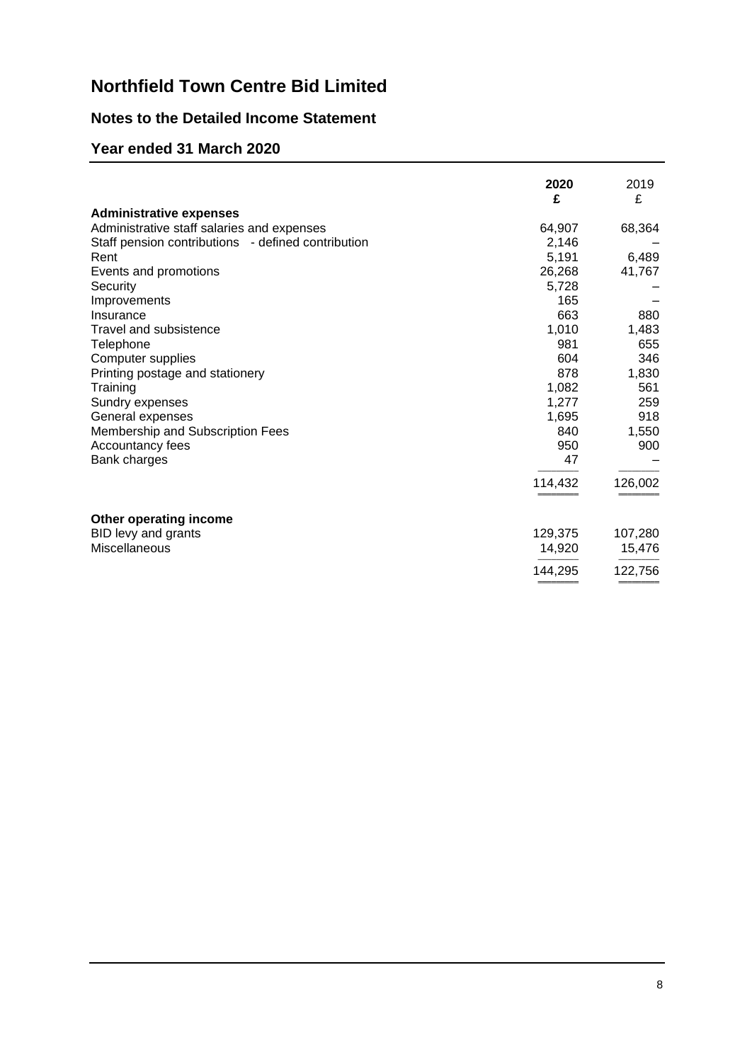# Northfield Town Centre Bid Limited

## Notes to the Detailed Income Statement

## Year ended 31 March 2020

| | 2020 £ | 2019 £ |
|---|---|---|
| **Administrative expenses** | | |
| Administrative staff salaries and expenses | 64,907 | 68,364 |
| Staff pension contributions - defined contribution | 2,146 | – |
| Rent | 5,191 | 6,489 |
| Events and promotions | 26,268 | 41,767 |
| Security | 5,728 | – |
| Improvements | 165 | – |
| Insurance | 663 | 880 |
| Travel and subsistence | 1,010 | 1,483 |
| Telephone | 981 | 655 |
| Computer supplies | 604 | 346 |
| Printing postage and stationery | 878 | 1,830 |
| Training | 1,082 | 561 |
| Sundry expenses | 1,277 | 259 |
| General expenses | 1,695 | 918 |
| Membership and Subscription Fees | 840 | 1,550 |
| Accountancy fees | 950 | 900 |
| Bank charges | 47 | – |
| | 114,432 | 126,002 |
| **Other operating income** | | |
| BID levy and grants | 129,375 | 107,280 |
| Miscellaneous | 14,920 | 15,476 |
| | 144,295 | 122,756 |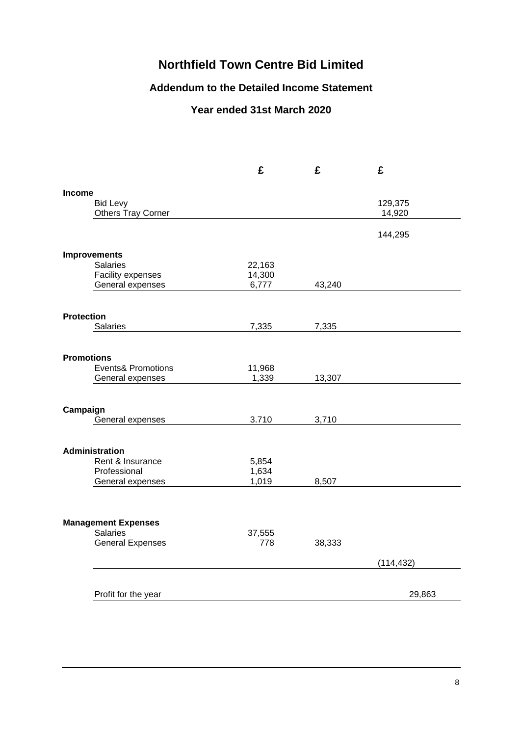# Northfield Town Centre Bid Limited

## Addendum to the Detailed Income Statement

## Year ended 31st March 2020

| | £ | £ | £ |
|---|---|---|---|
| **Income** | | | |
| Bid Levy | | | 129,375 |
| Others Tray Corner | | | 14,920 |
| | | | 144,295 |
| **Improvements** | | | |
| Salaries | 22,163 | | |
| Facility expenses | 14,300 | | |
| General expenses | 6,777 | 43,240 | |
| **Protection** | | | |
| Salaries | 7,335 | 7,335 | |
| **Promotions** | | | |
| Events& Promotions | 11,968 | | |
| General expenses | 1,339 | 13,307 | |
| **Campaign** | | | |
| General expenses | 3.710 | 3,710 | |
| **Administration** | | | |
| Rent & Insurance | 5,854 | | |
| Professional | 1,634 | | |
| General expenses | 1,019 | 8,507 | |
| **Management Expenses** | | | |
| Salaries | 37,555 | | |
| General Expenses | 778 | 38,333 | |
| | | | (114,432) |
| Profit for the year | | | 29,863 |